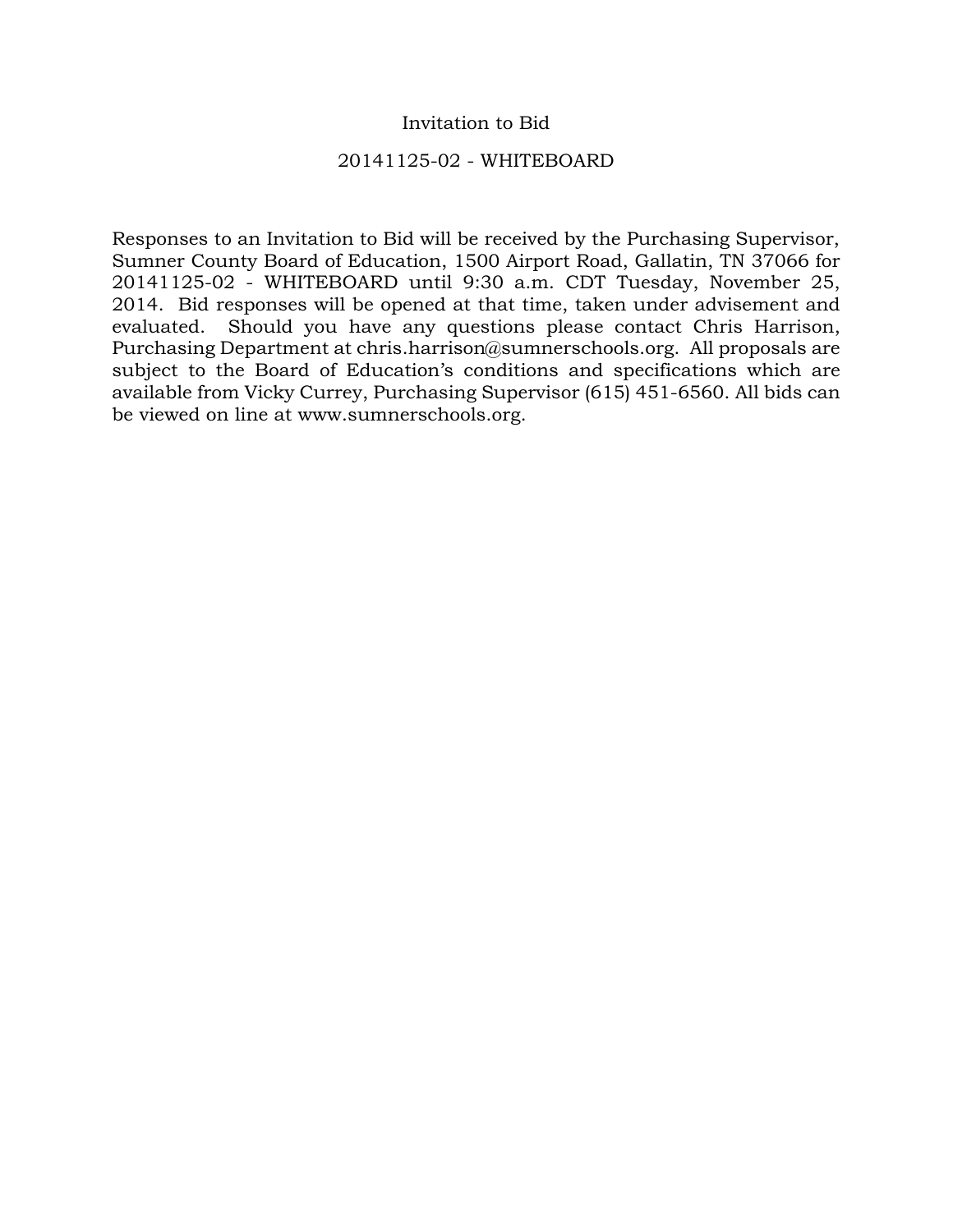# Invitation to Bid

## 20141125-02 - WHITEBOARD

Responses to an Invitation to Bid will be received by the Purchasing Supervisor, Sumner County Board of Education, 1500 Airport Road, Gallatin, TN 37066 for 20141125-02 - WHITEBOARD until 9:30 a.m. CDT Tuesday, November 25, 2014. Bid responses will be opened at that time, taken under advisement and evaluated. Should you have any questions please contact Chris Harrison, Purchasing Department at chris.harrison@sumnerschools.org. All proposals are subject to the Board of Education's conditions and specifications which are available from Vicky Currey, Purchasing Supervisor (615) 451-6560. All bids can be viewed on line at www.sumnerschools.org.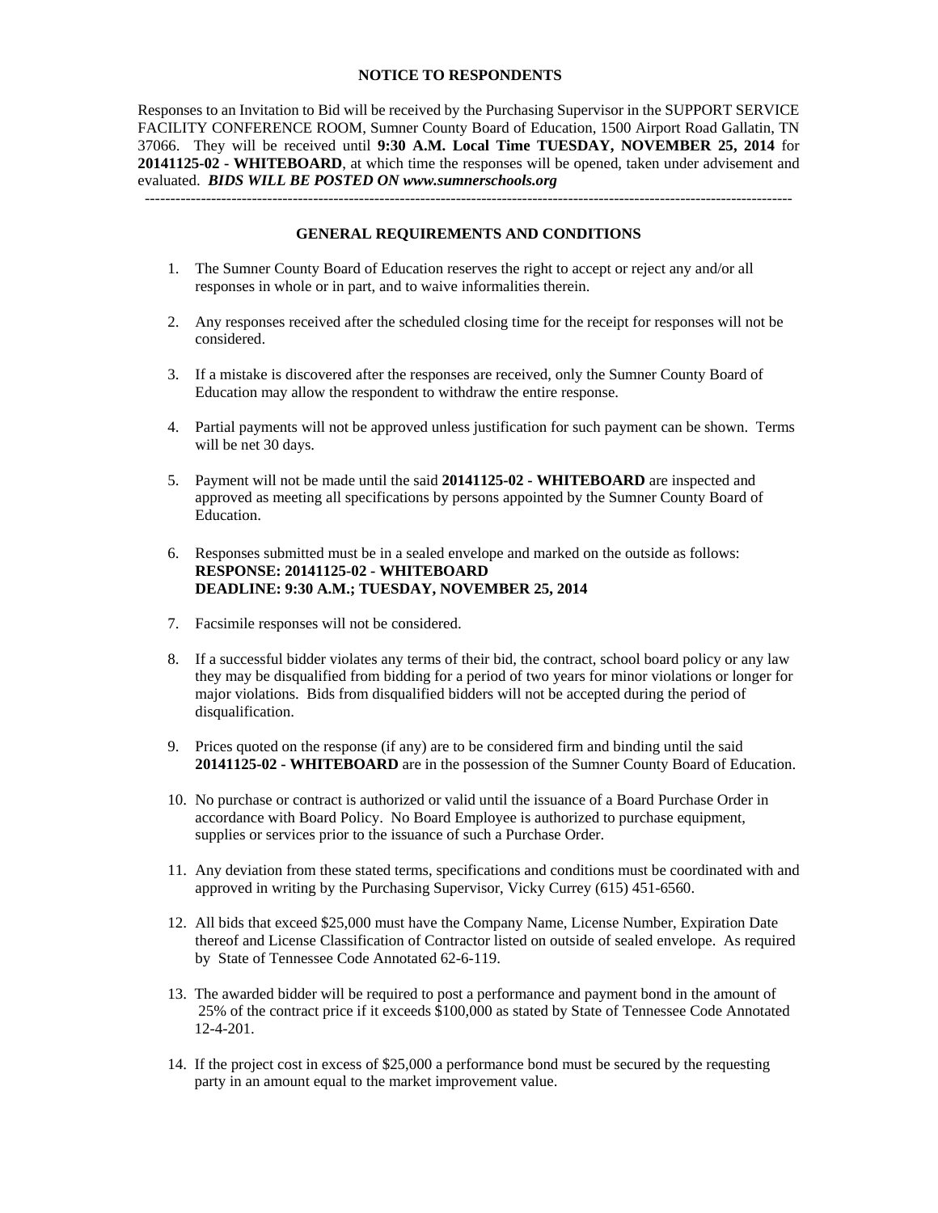## NOTICE TO RESPONDENTS

Responses to an Invitation to Bid will be received by the Purchasing Supervisor in the SUPPORT SERVICE FACILITY CONFERENCE ROOM, Sumner County Board of Education, 1500 Airport Road Gallatin, TN 37066. They will be received until **9:30 A.M. Local Time TUESDAY, NOVEMBER 25, 2014** for **20141125-02 - WHITEBOARD**, at which time the responses will be opened, taken under advisement and evaluated. ***BIDS WILL BE POSTED ON www.sumnerschools.org***

---

## GENERAL REQUIREMENTS AND CONDITIONS

1. The Sumner County Board of Education reserves the right to accept or reject any and/or all responses in whole or in part, and to waive informalities therein.

2. Any responses received after the scheduled closing time for the receipt for responses will not be considered.

3. If a mistake is discovered after the responses are received, only the Sumner County Board of Education may allow the respondent to withdraw the entire response.

4. Partial payments will not be approved unless justification for such payment can be shown. Terms will be net 30 days.

5. Payment will not be made until the said **20141125-02 - WHITEBOARD** are inspected and approved as meeting all specifications by persons appointed by the Sumner County Board of Education.

6. Responses submitted must be in a sealed envelope and marked on the outside as follows:
   **RESPONSE: 20141125-02 - WHITEBOARD**
   **DEADLINE: 9:30 A.M.; TUESDAY, NOVEMBER 25, 2014**

7. Facsimile responses will not be considered.

8. If a successful bidder violates any terms of their bid, the contract, school board policy or any law they may be disqualified from bidding for a period of two years for minor violations or longer for major violations. Bids from disqualified bidders will not be accepted during the period of disqualification.

9. Prices quoted on the response (if any) are to be considered firm and binding until the said **20141125-02 - WHITEBOARD** are in the possession of the Sumner County Board of Education.

10. No purchase or contract is authorized or valid until the issuance of a Board Purchase Order in accordance with Board Policy. No Board Employee is authorized to purchase equipment, supplies or services prior to the issuance of such a Purchase Order.

11. Any deviation from these stated terms, specifications and conditions must be coordinated with and approved in writing by the Purchasing Supervisor, Vicky Currey (615) 451-6560.

12. All bids that exceed $25,000 must have the Company Name, License Number, Expiration Date thereof and License Classification of Contractor listed on outside of sealed envelope. As required by State of Tennessee Code Annotated 62-6-119.

13. The awarded bidder will be required to post a performance and payment bond in the amount of 25% of the contract price if it exceeds $100,000 as stated by State of Tennessee Code Annotated 12-4-201.

14. If the project cost in excess of $25,000 a performance bond must be secured by the requesting party in an amount equal to the market improvement value.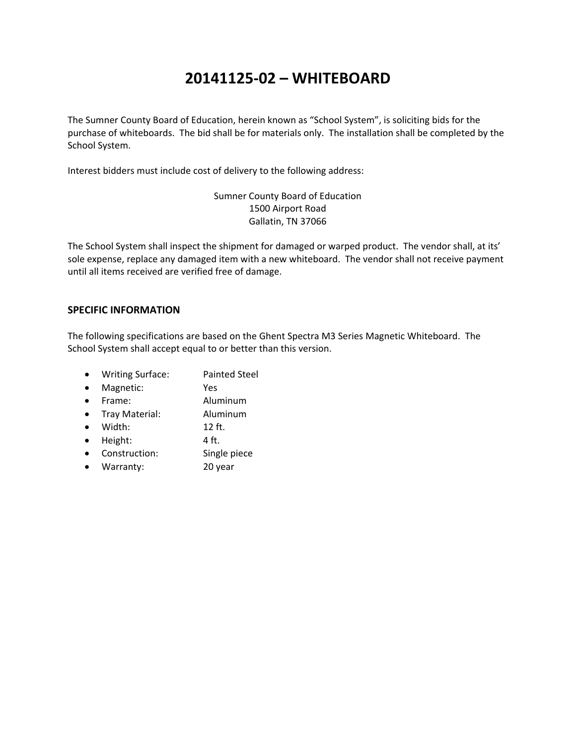# 20141125-02 – WHITEBOARD

The Sumner County Board of Education, herein known as "School System", is soliciting bids for the purchase of whiteboards. The bid shall be for materials only. The installation shall be completed by the School System.

Interest bidders must include cost of delivery to the following address:

Sumner County Board of Education
1500 Airport Road
Gallatin, TN 37066

The School System shall inspect the shipment for damaged or warped product. The vendor shall, at its' sole expense, replace any damaged item with a new whiteboard. The vendor shall not receive payment until all items received are verified free of damage.

**SPECIFIC INFORMATION**

The following specifications are based on the Ghent Spectra M3 Series Magnetic Whiteboard. The School System shall accept equal to or better than this version.

- Writing Surface: Painted Steel
- Magnetic: Yes
- Frame: Aluminum
- Tray Material: Aluminum
- Width: 12 ft.
- Height: 4 ft.
- Construction: Single piece
- Warranty: 20 year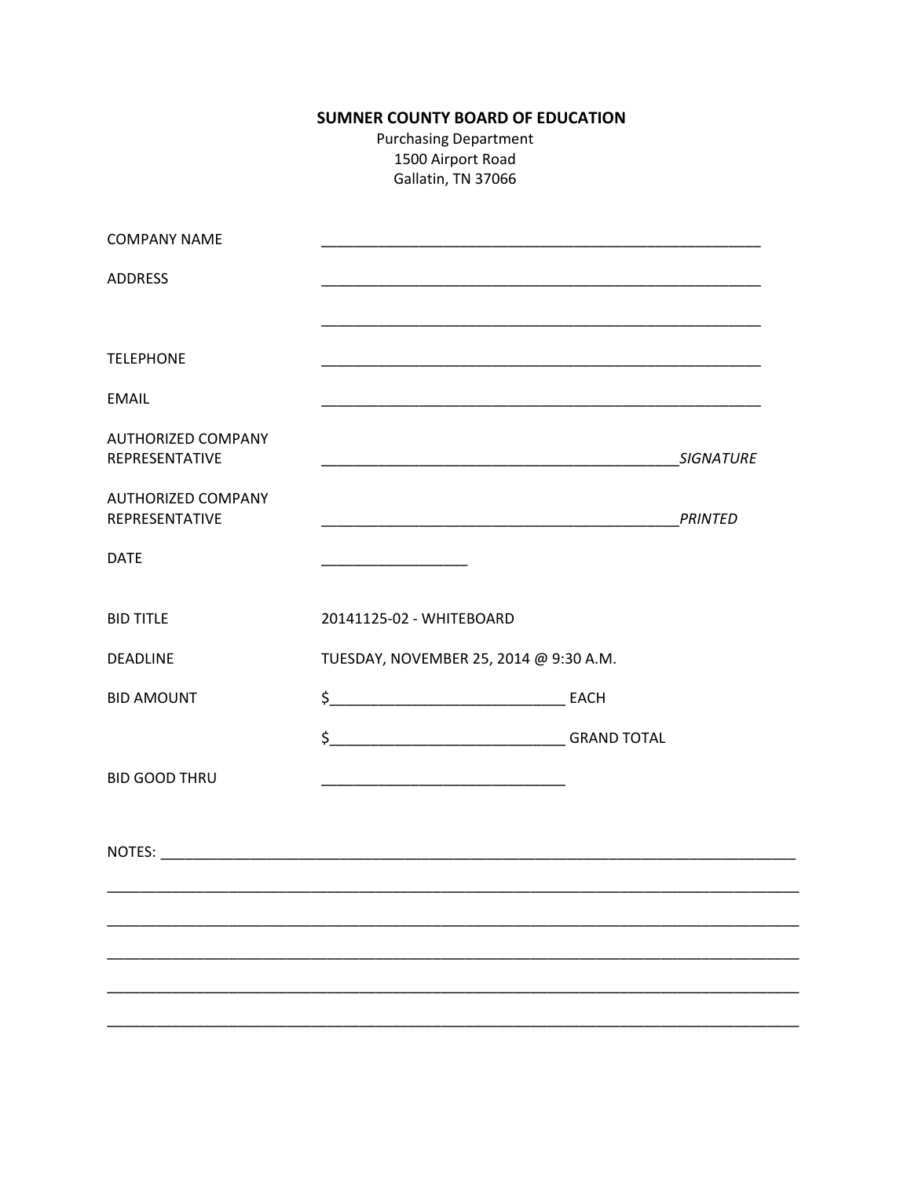**SUMNER COUNTY BOARD OF EDUCATION**

Purchasing Department
1500 Airport Road
Gallatin, TN 37066

COMPANY NAME ________________________________________________

ADDRESS ________________________________________________

________________________________________________

TELEPHONE ________________________________________________

EMAIL ________________________________________________

AUTHORIZED COMPANY REPRESENTATIVE ________________________________________ *SIGNATURE*

AUTHORIZED COMPANY REPRESENTATIVE ________________________________________ *PRINTED*

DATE ________________

BID TITLE 20141125-02 - WHITEBOARD

DEADLINE TUESDAY, NOVEMBER 25, 2014 @ 9:30 A.M.

BID AMOUNT $__________________________ EACH

$__________________________ GRAND TOTAL

BID GOOD THRU ____________________________

NOTES: ________________________________________________________________________

________________________________________________________________________________

________________________________________________________________________________

________________________________________________________________________________

________________________________________________________________________________

________________________________________________________________________________